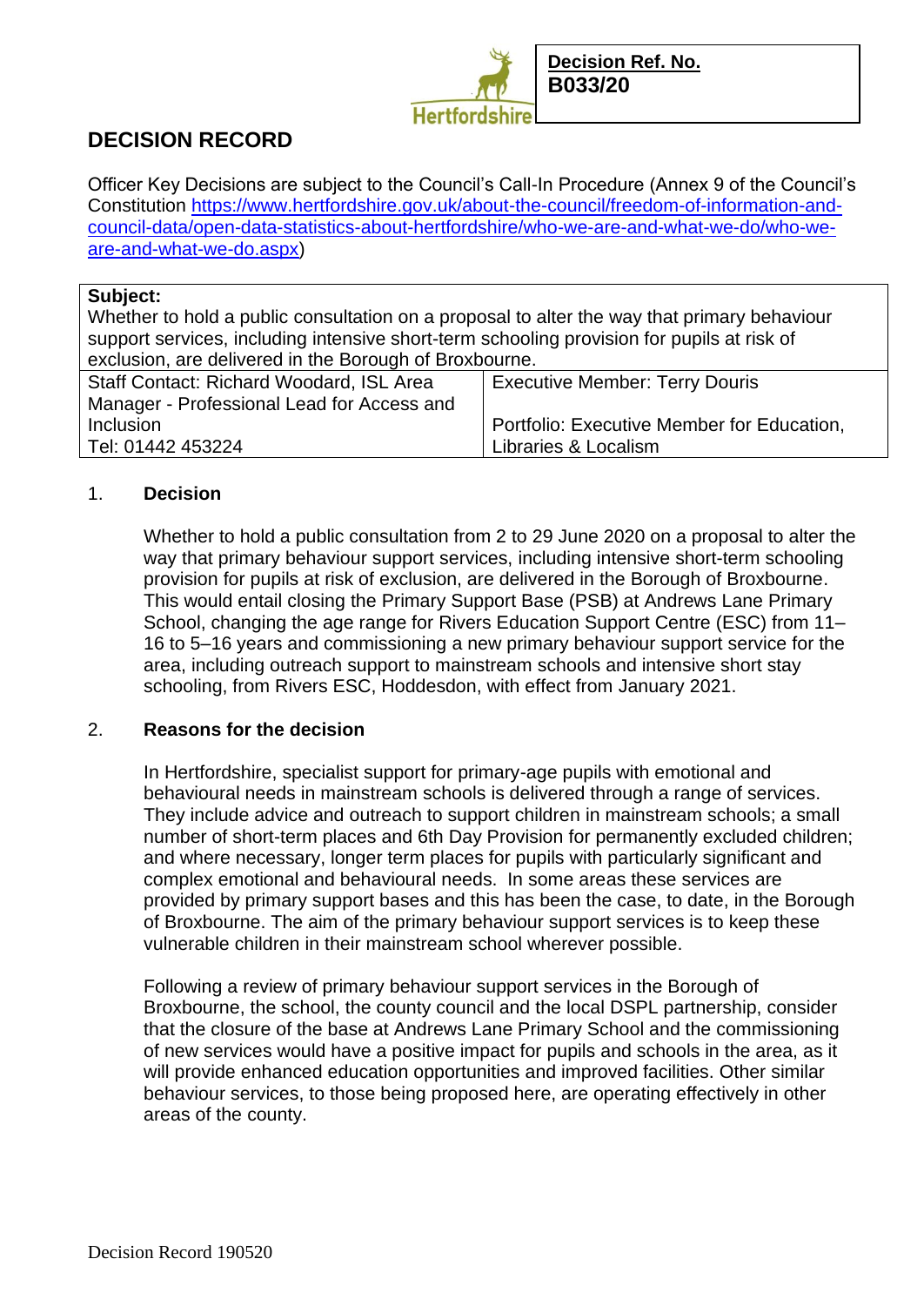Hertfordshire

**Decision Ref. No.**
**B033/20**

# DECISION RECORD

Officer Key Decisions are subject to the Council's Call-In Procedure (Annex 9 of the Council's Constitution [https://www.hertfordshire.gov.uk/about-the-council/freedom-of-information-and-council-data/open-data-statistics-about-hertfordshire/who-we-are-and-what-we-do/who-we-are-and-what-we-do.aspx](https://www.hertfordshire.gov.uk/about-the-council/freedom-of-information-and-council-data/open-data-statistics-about-hertfordshire/who-we-are-and-what-we-do/who-we-are-and-what-we-do.aspx))

| **Subject:** Whether to hold a public consultation on a proposal to alter the way that primary behaviour support services, including intensive short-term schooling provision for pupils at risk of exclusion, are delivered in the Borough of Broxbourne. | |
|---|---|
| Staff Contact: Richard Woodard, ISL Area Manager - Professional Lead for Access and Inclusion<br>Tel: 01442 453224 | Executive Member: Terry Douris<br><br>Portfolio: Executive Member for Education, Libraries & Localism |

## 1. Decision

Whether to hold a public consultation from 2 to 29 June 2020 on a proposal to alter the way that primary behaviour support services, including intensive short-term schooling provision for pupils at risk of exclusion, are delivered in the Borough of Broxbourne. This would entail closing the Primary Support Base (PSB) at Andrews Lane Primary School, changing the age range for Rivers Education Support Centre (ESC) from 11–16 to 5–16 years and commissioning a new primary behaviour support service for the area, including outreach support to mainstream schools and intensive short stay schooling, from Rivers ESC, Hoddesdon, with effect from January 2021.

## 2. Reasons for the decision

In Hertfordshire, specialist support for primary-age pupils with emotional and behavioural needs in mainstream schools is delivered through a range of services. They include advice and outreach to support children in mainstream schools; a small number of short-term places and 6th Day Provision for permanently excluded children; and where necessary, longer term places for pupils with particularly significant and complex emotional and behavioural needs. In some areas these services are provided by primary support bases and this has been the case, to date, in the Borough of Broxbourne. The aim of the primary behaviour support services is to keep these vulnerable children in their mainstream school wherever possible.

Following a review of primary behaviour support services in the Borough of Broxbourne, the school, the county council and the local DSPL partnership, consider that the closure of the base at Andrews Lane Primary School and the commissioning of new services would have a positive impact for pupils and schools in the area, as it will provide enhanced education opportunities and improved facilities. Other similar behaviour services, to those being proposed here, are operating effectively in other areas of the county.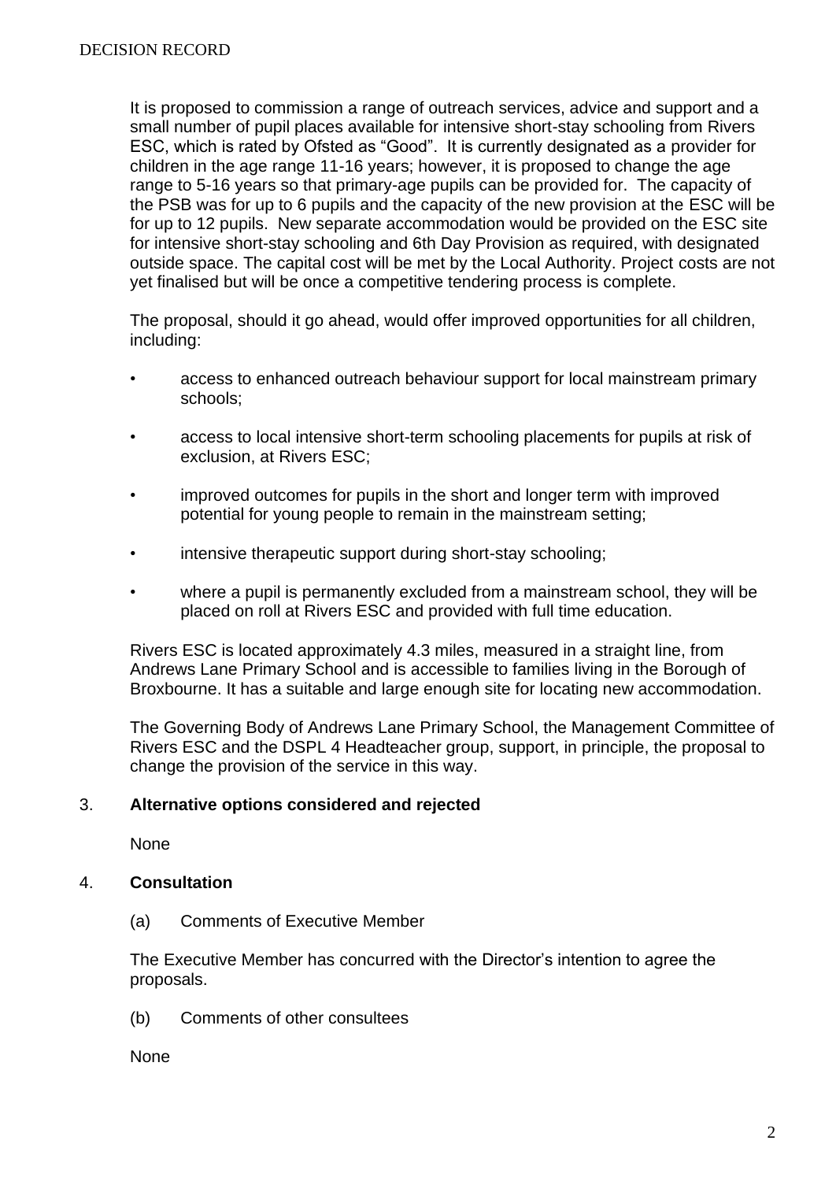It is proposed to commission a range of outreach services, advice and support and a small number of pupil places available for intensive short-stay schooling from Rivers ESC, which is rated by Ofsted as "Good". It is currently designated as a provider for children in the age range 11-16 years; however, it is proposed to change the age range to 5-16 years so that primary-age pupils can be provided for. The capacity of the PSB was for up to 6 pupils and the capacity of the new provision at the ESC will be for up to 12 pupils. New separate accommodation would be provided on the ESC site for intensive short-stay schooling and 6th Day Provision as required, with designated outside space. The capital cost will be met by the Local Authority. Project costs are not yet finalised but will be once a competitive tendering process is complete.

The proposal, should it go ahead, would offer improved opportunities for all children, including:

- access to enhanced outreach behaviour support for local mainstream primary schools;
- access to local intensive short-term schooling placements for pupils at risk of exclusion, at Rivers ESC;
- improved outcomes for pupils in the short and longer term with improved potential for young people to remain in the mainstream setting;
- intensive therapeutic support during short-stay schooling;
- where a pupil is permanently excluded from a mainstream school, they will be placed on roll at Rivers ESC and provided with full time education.

Rivers ESC is located approximately 4.3 miles, measured in a straight line, from Andrews Lane Primary School and is accessible to families living in the Borough of Broxbourne. It has a suitable and large enough site for locating new accommodation.

The Governing Body of Andrews Lane Primary School, the Management Committee of Rivers ESC and the DSPL 4 Headteacher group, support, in principle, the proposal to change the provision of the service in this way.

## 3. **Alternative options considered and rejected**

None

## 4. **Consultation**

(a) Comments of Executive Member

The Executive Member has concurred with the Director's intention to agree the proposals.

(b) Comments of other consultees

None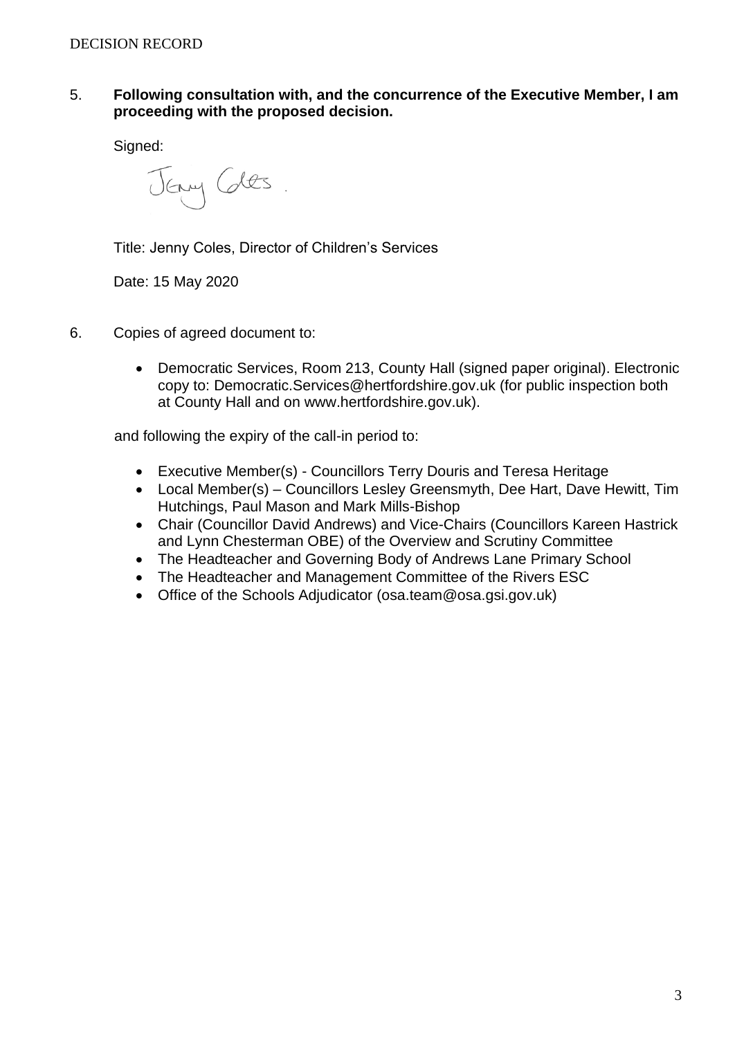DECISION RECORD

5. **Following consultation with, and the concurrence of the Executive Member, I am proceeding with the proposed decision.**

Signed:

Jenny Coles.

Title: Jenny Coles, Director of Children's Services

Date: 15 May 2020

6. Copies of agreed document to:

- Democratic Services, Room 213, County Hall (signed paper original). Electronic copy to: Democratic.Services@hertfordshire.gov.uk (for public inspection both at County Hall and on www.hertfordshire.gov.uk).

and following the expiry of the call-in period to:

- Executive Member(s) - Councillors Terry Douris and Teresa Heritage
- Local Member(s) – Councillors Lesley Greensmyth, Dee Hart, Dave Hewitt, Tim Hutchings, Paul Mason and Mark Mills-Bishop
- Chair (Councillor David Andrews) and Vice-Chairs (Councillors Kareen Hastrick and Lynn Chesterman OBE) of the Overview and Scrutiny Committee
- The Headteacher and Governing Body of Andrews Lane Primary School
- The Headteacher and Management Committee of the Rivers ESC
- Office of the Schools Adjudicator (osa.team@osa.gsi.gov.uk)